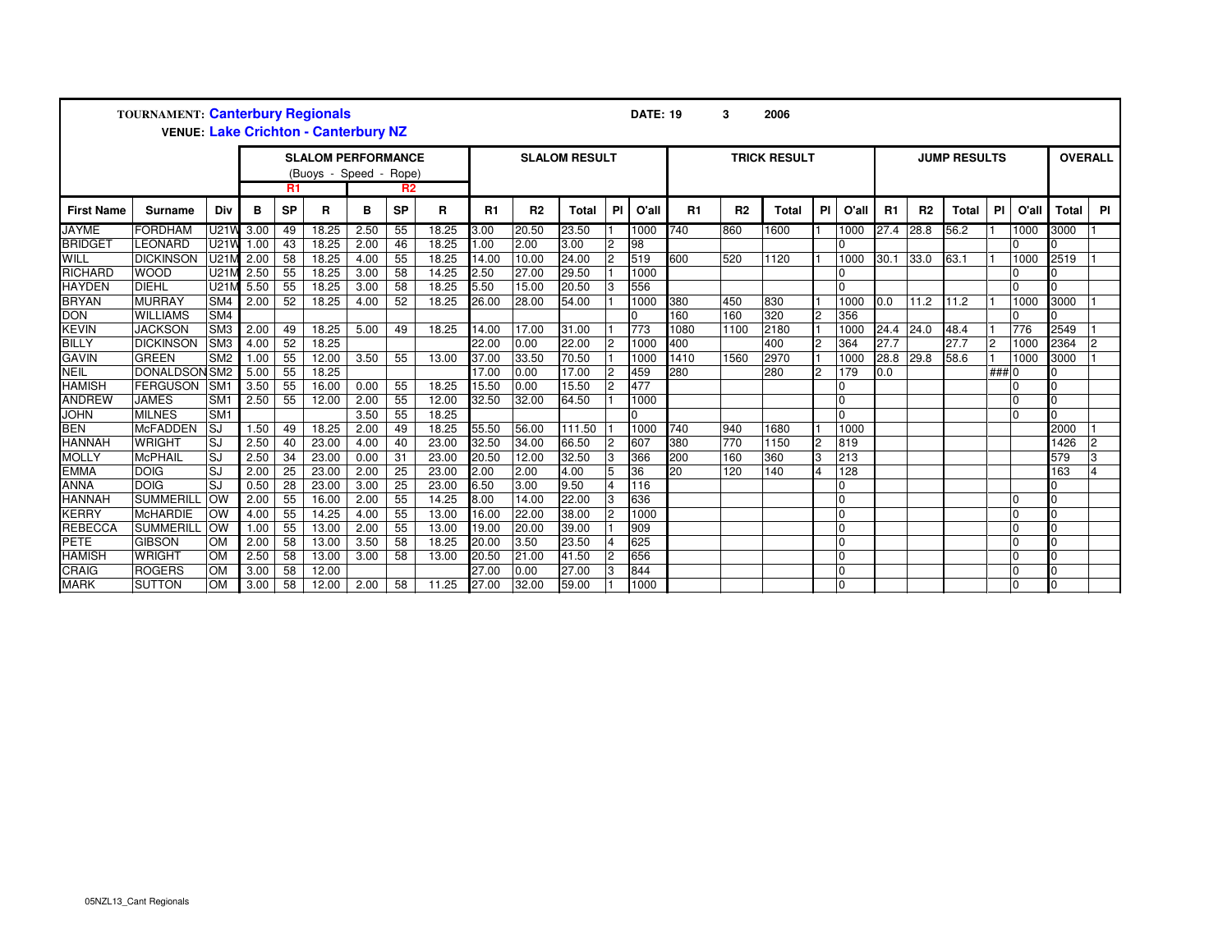**TOURNAMENT:** **Canterbury Regionals**
**VENUE:** **Lake Crichton - Canterbury NZ**

**DATE:** 19 3 2006

| | | | SLALOM PERFORMANCE (Buoys - Speed - Rope) | | | | | | SLALOM RESULT | | | | | TRICK RESULT | | | | | JUMP RESULTS | | | | | OVERALL | |
|---|---|---|---|---|---|---|---|---|---|---|---|---|---|---|---|---|---|---|---|---|---|---|---|---|---|
| | | | R1 | | | R2 | | | | | | | | | | | | | | | | | | | |
| **First Name** | **Surname** | **Div** | **B** | **SP** | **R** | **B** | **SP** | **R** | **R1** | **R2** | **Total** | **Pl** | **O'all** | **R1** | **R2** | **Total** | **Pl** | **O'all** | **R1** | **R2** | **Total** | **Pl** | **O'all** | **Total** | **Pl** |
| JAYME | FORDHAM | U21W | 3.00 | 49 | 18.25 | 2.50 | 55 | 18.25 | 3.00 | 20.50 | 23.50 | 1 | 1000 | 740 | 860 | 1600 | 1 | 1000 | 27.4 | 28.8 | 56.2 | 1 | 1000 | 3000 | 1 |
| BRIDGET | LEONARD | U21W | 1.00 | 43 | 18.25 | 2.00 | 46 | 18.25 | 1.00 | 2.00 | 3.00 | 2 | 98 | | | | | 0 | | | | | 0 | 0 | |
| WILL | DICKINSON | U21M | 2.00 | 58 | 18.25 | 4.00 | 55 | 18.25 | 14.00 | 10.00 | 24.00 | 2 | 519 | 600 | 520 | 1120 | 1 | 1000 | 30.1 | 33.0 | 63.1 | 1 | 1000 | 2519 | 1 |
| RICHARD | WOOD | U21M | 2.50 | 55 | 18.25 | 3.00 | 58 | 14.25 | 2.50 | 27.00 | 29.50 | 1 | 1000 | | | | | 0 | | | | | 0 | 0 | |
| HAYDEN | DIEHL | U21M | 5.50 | 55 | 18.25 | 3.00 | 58 | 18.25 | 5.50 | 15.00 | 20.50 | 3 | 556 | | | | | 0 | | | | | 0 | 0 | |
| BRYAN | MURRAY | SM4 | 2.00 | 52 | 18.25 | 4.00 | 52 | 18.25 | 26.00 | 28.00 | 54.00 | 1 | 1000 | 380 | 450 | 830 | 1 | 1000 | 0.0 | 11.2 | 11.2 | 1 | 1000 | 3000 | 1 |
| DON | WILLIAMS | SM4 | | | | | | | | | | | 0 | 160 | 160 | 320 | 2 | 356 | | | | | 0 | 0 | |
| KEVIN | JACKSON | SM3 | 2.00 | 49 | 18.25 | 5.00 | 49 | 18.25 | 14.00 | 17.00 | 31.00 | 1 | 773 | 1080 | 1100 | 2180 | 1 | 1000 | 24.4 | 24.0 | 48.4 | 1 | 776 | 2549 | 1 |
| BILLY | DICKINSON | SM3 | 4.00 | 52 | 18.25 | | | | 22.00 | 0.00 | 22.00 | 2 | 1000 | 400 | | 400 | 2 | 364 | 27.7 | | 27.7 | 2 | 1000 | 2364 | 2 |
| GAVIN | GREEN | SM2 | 1.00 | 55 | 12.00 | 3.50 | 55 | 13.00 | 37.00 | 33.50 | 70.50 | 1 | 1000 | 1410 | 1560 | 2970 | 1 | 1000 | 28.8 | 29.8 | 58.6 | 1 | 1000 | 3000 | 1 |
| NEIL | DONALDSON | SM2 | 5.00 | 55 | 18.25 | | | | 17.00 | 0.00 | 17.00 | 2 | 459 | 280 | | 280 | 2 | 179 | 0.0 | | | ### | 0 | 0 | |
| HAMISH | FERGUSON | SM1 | 3.50 | 55 | 16.00 | 0.00 | 55 | 18.25 | 15.50 | 0.00 | 15.50 | 2 | 477 | | | | | 0 | | | | | 0 | 0 | |
| ANDREW | JAMES | SM1 | 2.50 | 55 | 12.00 | 2.00 | 55 | 12.00 | 32.50 | 32.00 | 64.50 | 1 | 1000 | | | | | 0 | | | | | 0 | 0 | |
| JOHN | MILNES | SM1 | | | | 3.50 | 55 | 18.25 | | | | | 0 | | | | | 0 | | | | | 0 | 0 | |
| BEN | McFADDEN | SJ | 1.50 | 49 | 18.25 | 2.00 | 49 | 18.25 | 55.50 | 56.00 | 111.50 | 1 | 1000 | 740 | 940 | 1680 | 1 | 1000 | | | | | | 2000 | 1 |
| HANNAH | WRIGHT | SJ | 2.50 | 40 | 23.00 | 4.00 | 40 | 23.00 | 32.50 | 34.00 | 66.50 | 2 | 607 | 380 | 770 | 1150 | 2 | 819 | | | | | | 1426 | 2 |
| MOLLY | McPHAIL | SJ | 2.50 | 34 | 23.00 | 0.00 | 31 | 23.00 | 20.50 | 12.00 | 32.50 | 3 | 366 | 200 | 160 | 360 | 3 | 213 | | | | | | 579 | 3 |
| EMMA | DOIG | SJ | 2.00 | 25 | 23.00 | 2.00 | 25 | 23.00 | 2.00 | 2.00 | 4.00 | 5 | 36 | 20 | 120 | 140 | 4 | 128 | | | | | | 163 | 4 |
| ANNA | DOIG | SJ | 0.50 | 28 | 23.00 | 3.00 | 25 | 23.00 | 6.50 | 3.00 | 9.50 | 4 | 116 | | | | | 0 | | | | | | 0 | |
| HANNAH | SUMMERILL | OW | 2.00 | 55 | 16.00 | 2.00 | 55 | 14.25 | 8.00 | 14.00 | 22.00 | 3 | 636 | | | | | 0 | | | | | 0 | 0 | |
| KERRY | McHARDIE | OW | 4.00 | 55 | 14.25 | 4.00 | 55 | 13.00 | 16.00 | 22.00 | 38.00 | 2 | 1000 | | | | | 0 | | | | | 0 | 0 | |
| REBECCA | SUMMERILL | OW | 1.00 | 55 | 13.00 | 2.00 | 55 | 13.00 | 19.00 | 20.00 | 39.00 | 1 | 909 | | | | | 0 | | | | | 0 | 0 | |
| PETE | GIBSON | OM | 2.00 | 58 | 13.00 | 3.50 | 58 | 18.25 | 20.00 | 3.50 | 23.50 | 4 | 625 | | | | | 0 | | | | | 0 | 0 | |
| HAMISH | WRIGHT | OM | 2.50 | 58 | 13.00 | 3.00 | 58 | 13.00 | 20.50 | 21.00 | 41.50 | 2 | 656 | | | | | 0 | | | | | 0 | 0 | |
| CRAIG | ROGERS | OM | 3.00 | 58 | 12.00 | | | | 27.00 | 0.00 | 27.00 | 3 | 844 | | | | | 0 | | | | | 0 | 0 | |
| MARK | SUTTON | OM | 3.00 | 58 | 12.00 | 2.00 | 58 | 11.25 | 27.00 | 32.00 | 59.00 | 1 | 1000 | | | | | 0 | | | | | 0 | 0 | |

05NZL13_Cant Regionals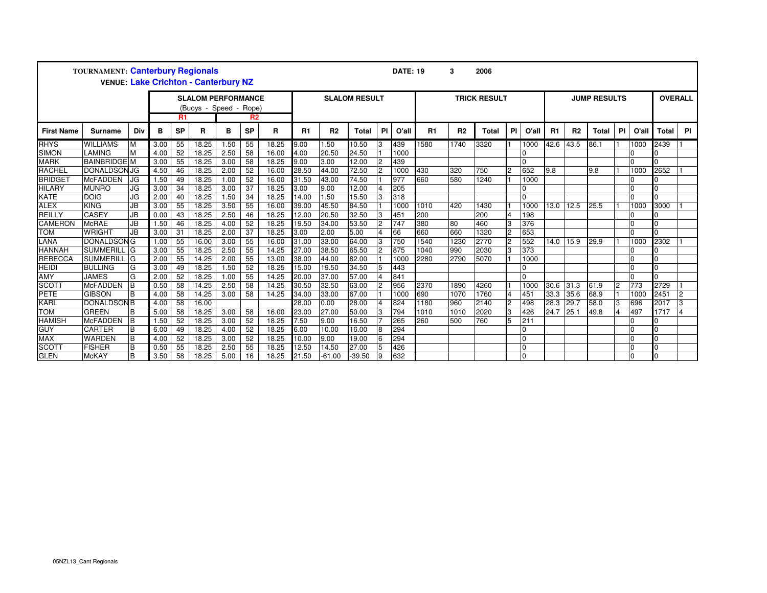**TOURNAMENT: Canterbury Regionals** **DATE: 19 3 2006**

**VENUE: Lake Crichton - Canterbury NZ**

| | | | SLALOM PERFORMANCE (Buoys - Speed - Rope) | | | | | | SLALOM RESULT | | | | | TRICK RESULT | | | | | JUMP RESULTS | | | | | OVERALL | |
|---|---|---|---|---|---|---|---|---|---|---|---|---|---|---|---|---|---|---|---|---|---|---|---|---|---|
| | | | R1 | | | R2 | | | | | | | | | | | | | | | | | | | |
| **First Name** | **Surname** | **Div** | **B** | **SP** | **R** | **B** | **SP** | **R** | **R1** | **R2** | **Total** | **Pl** | **O'all** | **R1** | **R2** | **Total** | **Pl** | **O'all** | **R1** | **R2** | **Total** | **Pl** | **O'all** | **Total** | **Pl** |
| RHYS | WILLIAMS | M | 3.00 | 55 | 18.25 | 1.50 | 55 | 18.25 | 9.00 | 1.50 | 10.50 | 3 | 439 | 1580 | 1740 | 3320 | 1 | 1000 | 42.6 | 43.5 | 86.1 | 1 | 1000 | 2439 | 1 |
| SIMON | LAMING | M | 4.00 | 52 | 18.25 | 2.50 | 58 | 16.00 | 4.00 | 20.50 | 24.50 | 1 | 1000 | | | | | 0 | | | | | 0 | 0 | |
| MARK | BAINBRIDGE | M | 3.00 | 55 | 18.25 | 3.00 | 58 | 18.25 | 9.00 | 3.00 | 12.00 | 2 | 439 | | | | | 0 | | | | | 0 | 0 | |
| RACHEL | DONALDSON | JG | 4.50 | 46 | 18.25 | 2.00 | 52 | 16.00 | 28.50 | 44.00 | 72.50 | 2 | 1000 | 430 | 320 | 750 | 2 | 652 | 9.8 | | 9.8 | 1 | 1000 | 2652 | 1 |
| BRIDGET | McFADDEN | JG | 1.50 | 49 | 18.25 | 1.00 | 52 | 16.00 | 31.50 | 43.00 | 74.50 | 1 | 977 | 660 | 580 | 1240 | 1 | 1000 | | | | | 0 | 0 | |
| HILARY | MUNRO | JG | 3.00 | 34 | 18.25 | 3.00 | 37 | 18.25 | 3.00 | 9.00 | 12.00 | 4 | 205 | | | | | 0 | | | | | 0 | 0 | |
| KATE | DOIG | JG | 2.00 | 40 | 18.25 | 1.50 | 34 | 18.25 | 14.00 | 1.50 | 15.50 | 3 | 318 | | | | | 0 | | | | | 0 | 0 | |
| ALEX | KING | JB | 3.00 | 55 | 18.25 | 3.50 | 55 | 16.00 | 39.00 | 45.50 | 84.50 | 1 | 1000 | 1010 | 420 | 1430 | 1 | 1000 | 13.0 | 12.5 | 25.5 | 1 | 1000 | 3000 | 1 |
| REILLY | CASEY | JB | 0.00 | 43 | 18.25 | 2.50 | 46 | 18.25 | 12.00 | 20.50 | 32.50 | 3 | 451 | 200 | | 200 | 4 | 198 | | | | | 0 | 0 | |
| CAMERON | McRAE | JB | 1.50 | 46 | 18.25 | 4.00 | 52 | 18.25 | 19.50 | 34.00 | 53.50 | 2 | 747 | 380 | 80 | 460 | 3 | 376 | | | | | 0 | 0 | |
| TOM | WRIGHT | JB | 3.00 | 31 | 18.25 | 2.00 | 37 | 18.25 | 3.00 | 2.00 | 5.00 | 4 | 66 | 660 | 660 | 1320 | 2 | 653 | | | | | 0 | 0 | |
| LANA | DONALDSON | G | 1.00 | 55 | 16.00 | 3.00 | 55 | 16.00 | 31.00 | 33.00 | 64.00 | 3 | 750 | 1540 | 1230 | 2770 | 2 | 552 | 14.0 | 15.9 | 29.9 | 1 | 1000 | 2302 | 1 |
| HANNAH | SUMMERILL | G | 3.00 | 55 | 18.25 | 2.50 | 55 | 14.25 | 27.00 | 38.50 | 65.50 | 2 | 875 | 1040 | 990 | 2030 | 3 | 373 | | | | | 0 | 0 | |
| REBECCA | SUMMERILL | G | 2.00 | 55 | 14.25 | 2.00 | 55 | 13.00 | 38.00 | 44.00 | 82.00 | 1 | 1000 | 2280 | 2790 | 5070 | 1 | 1000 | | | | | 0 | 0 | |
| HEIDI | BULLING | G | 3.00 | 49 | 18.25 | 1.50 | 52 | 18.25 | 15.00 | 19.50 | 34.50 | 5 | 443 | | | | | 0 | | | | | 0 | 0 | |
| AMY | JAMES | G | 2.00 | 52 | 18.25 | 1.00 | 55 | 14.25 | 20.00 | 37.00 | 57.00 | 4 | 841 | | | | | 0 | | | | | 0 | 0 | |
| SCOTT | McFADDEN | B | 0.50 | 58 | 14.25 | 2.50 | 58 | 14.25 | 30.50 | 32.50 | 63.00 | 2 | 956 | 2370 | 1890 | 4260 | 1 | 1000 | 30.6 | 31.3 | 61.9 | 2 | 773 | 2729 | 1 |
| PETE | GIBSON | B | 4.00 | 58 | 14.25 | 3.00 | 58 | 14.25 | 34.00 | 33.00 | 67.00 | 1 | 1000 | 690 | 1070 | 1760 | 4 | 451 | 33.3 | 35.6 | 68.9 | 1 | 1000 | 2451 | 2 |
| KARL | DONALDSON | B | 4.00 | 58 | 16.00 | | | | 28.00 | 0.00 | 28.00 | 4 | 824 | 1180 | 960 | 2140 | 2 | 498 | 28.3 | 29.7 | 58.0 | 3 | 696 | 2017 | 3 |
| TOM | GREEN | B | 5.00 | 58 | 18.25 | 3.00 | 58 | 16.00 | 23.00 | 27.00 | 50.00 | 3 | 794 | 1010 | 1010 | 2020 | 3 | 426 | 24.7 | 25.1 | 49.8 | 4 | 497 | 1717 | 4 |
| HAMISH | McFADDEN | B | 1.50 | 52 | 18.25 | 3.00 | 52 | 18.25 | 7.50 | 9.00 | 16.50 | 7 | 265 | 260 | 500 | 760 | 5 | 211 | | | | | 0 | 0 | |
| GUY | CARTER | B | 6.00 | 49 | 18.25 | 4.00 | 52 | 18.25 | 6.00 | 10.00 | 16.00 | 8 | 294 | | | | | 0 | | | | | 0 | 0 | |
| MAX | WARDEN | B | 4.00 | 52 | 18.25 | 3.00 | 52 | 18.25 | 10.00 | 9.00 | 19.00 | 6 | 294 | | | | | 0 | | | | | 0 | 0 | |
| SCOTT | FISHER | B | 0.50 | 55 | 18.25 | 2.50 | 55 | 18.25 | 12.50 | 14.50 | 27.00 | 5 | 426 | | | | | 0 | | | | | 0 | 0 | |
| GLEN | McKAY | B | 3.50 | 58 | 18.25 | 5.00 | 16 | 18.25 | 21.50 | -61.00 | -39.50 | 9 | 632 | | | | | 0 | | | | | 0 | 0 | |

05NZL13_Cant Regionals